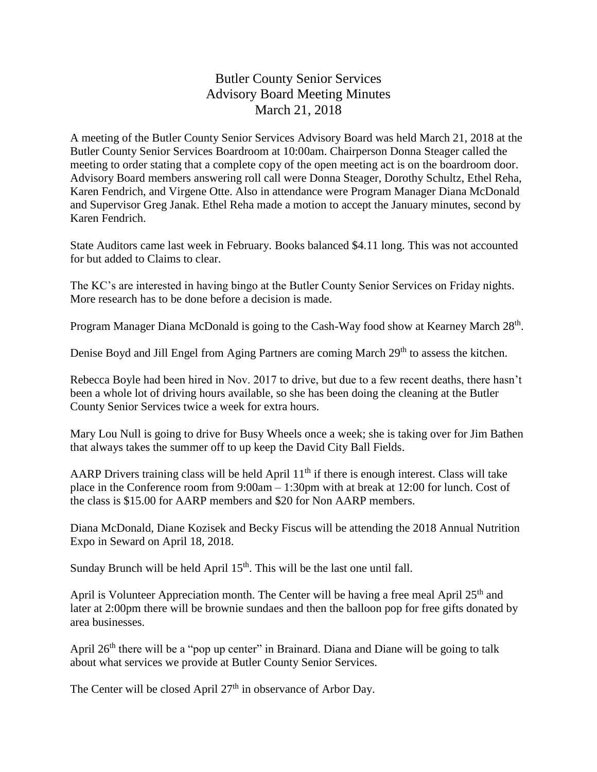# Butler County Senior Services
## Advisory Board Meeting Minutes
### March 21, 2018

A meeting of the Butler County Senior Services Advisory Board was held March 21, 2018 at the Butler County Senior Services Boardroom at 10:00am. Chairperson Donna Steager called the meeting to order stating that a complete copy of the open meeting act is on the boardroom door. Advisory Board members answering roll call were Donna Steager, Dorothy Schultz, Ethel Reha, Karen Fendrich, and Virgene Otte. Also in attendance were Program Manager Diana McDonald and Supervisor Greg Janak. Ethel Reha made a motion to accept the January minutes, second by Karen Fendrich.

State Auditors came last week in February. Books balanced $4.11 long. This was not accounted for but added to Claims to clear.

The KC's are interested in having bingo at the Butler County Senior Services on Friday nights. More research has to be done before a decision is made.

Program Manager Diana McDonald is going to the Cash-Way food show at Kearney March 28th.

Denise Boyd and Jill Engel from Aging Partners are coming March 29th to assess the kitchen.

Rebecca Boyle had been hired in Nov. 2017 to drive, but due to a few recent deaths, there hasn't been a whole lot of driving hours available, so she has been doing the cleaning at the Butler County Senior Services twice a week for extra hours.

Mary Lou Null is going to drive for Busy Wheels once a week; she is taking over for Jim Bathen that always takes the summer off to up keep the David City Ball Fields.

AARP Drivers training class will be held April 11th if there is enough interest. Class will take place in the Conference room from 9:00am – 1:30pm with at break at 12:00 for lunch. Cost of the class is $15.00 for AARP members and $20 for Non AARP members.

Diana McDonald, Diane Kozisek and Becky Fiscus will be attending the 2018 Annual Nutrition Expo in Seward on April 18, 2018.

Sunday Brunch will be held April 15th. This will be the last one until fall.

April is Volunteer Appreciation month. The Center will be having a free meal April 25th and later at 2:00pm there will be brownie sundaes and then the balloon pop for free gifts donated by area businesses.

April 26th there will be a "pop up center" in Brainard. Diana and Diane will be going to talk about what services we provide at Butler County Senior Services.

The Center will be closed April 27th in observance of Arbor Day.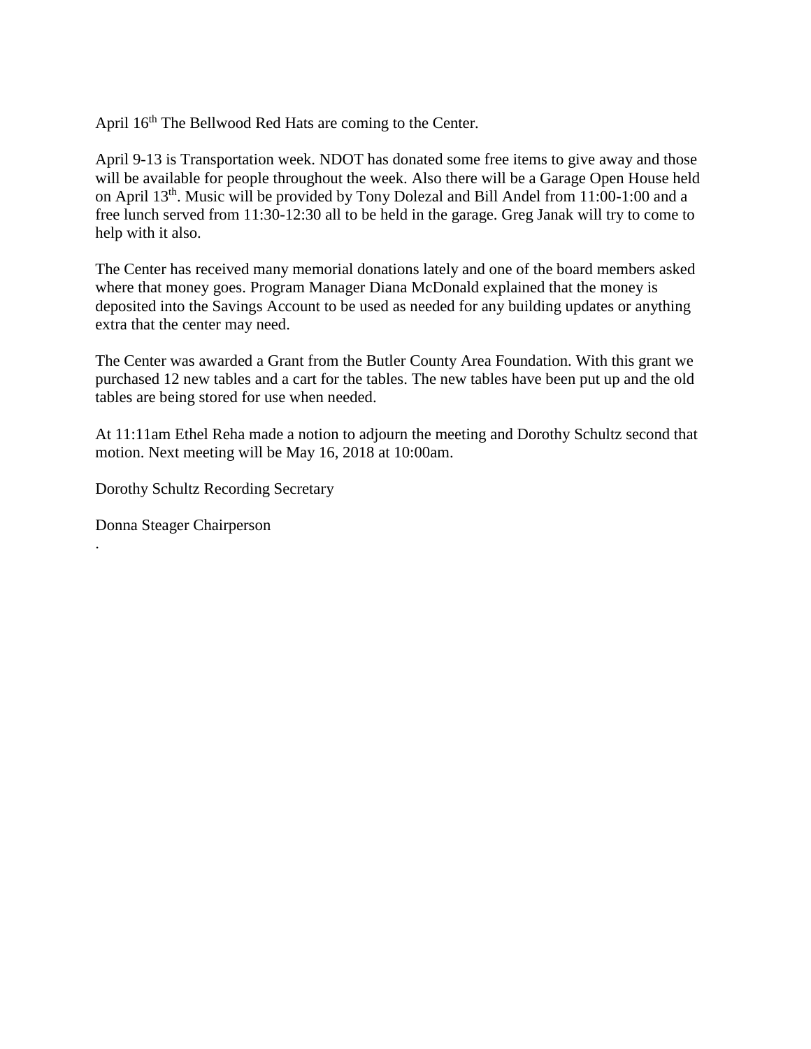April 16th The Bellwood Red Hats are coming to the Center.

April 9-13 is Transportation week. NDOT has donated some free items to give away and those will be available for people throughout the week. Also there will be a Garage Open House held on April 13th. Music will be provided by Tony Dolezal and Bill Andel from 11:00-1:00 and a free lunch served from 11:30-12:30 all to be held in the garage. Greg Janak will try to come to help with it also.

The Center has received many memorial donations lately and one of the board members asked where that money goes. Program Manager Diana McDonald explained that the money is deposited into the Savings Account to be used as needed for any building updates or anything extra that the center may need.

The Center was awarded a Grant from the Butler County Area Foundation. With this grant we purchased 12 new tables and a cart for the tables. The new tables have been put up and the old tables are being stored for use when needed.

At 11:11am Ethel Reha made a notion to adjourn the meeting and Dorothy Schultz second that motion. Next meeting will be May 16, 2018 at 10:00am.

Dorothy Schultz Recording Secretary

Donna Steager Chairperson

.